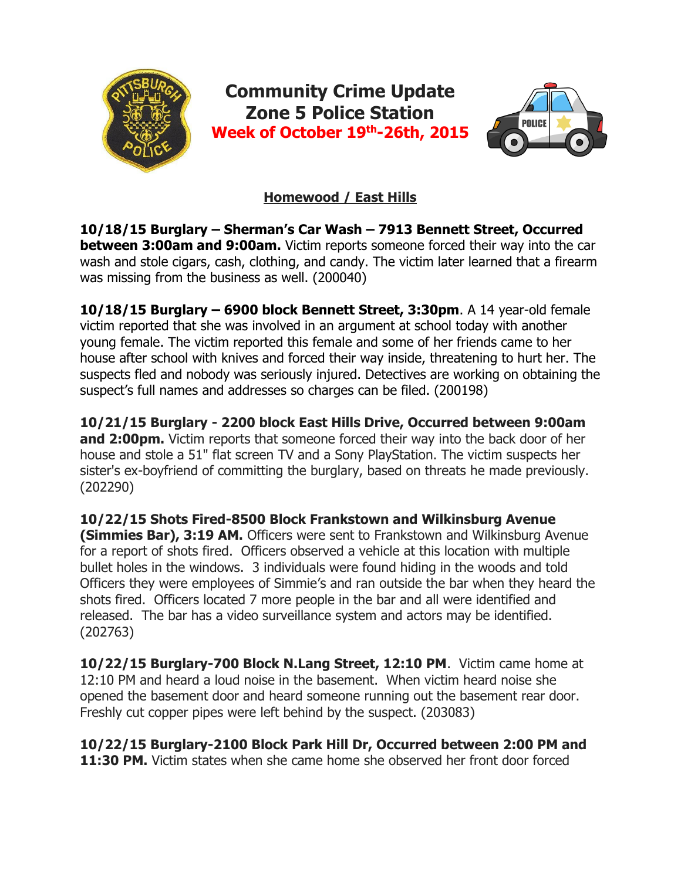# Community Crime Update
## Zone 5 Police Station
### Week of October 19th-26th, 2015

**Homewood / East Hills**

**10/18/15 Burglary – Sherman's Car Wash – 7913 Bennett Street, Occurred between 3:00am and 9:00am.** Victim reports someone forced their way into the car wash and stole cigars, cash, clothing, and candy. The victim later learned that a firearm was missing from the business as well. (200040)

**10/18/15 Burglary – 6900 block Bennett Street, 3:30pm**. A 14 year-old female victim reported that she was involved in an argument at school today with another young female. The victim reported this female and some of her friends came to her house after school with knives and forced their way inside, threatening to hurt her. The suspects fled and nobody was seriously injured. Detectives are working on obtaining the suspect's full names and addresses so charges can be filed. (200198)

**10/21/15 Burglary - 2200 block East Hills Drive, Occurred between 9:00am and 2:00pm.** Victim reports that someone forced their way into the back door of her house and stole a 51" flat screen TV and a Sony PlayStation. The victim suspects her sister's ex-boyfriend of committing the burglary, based on threats he made previously. (202290)

**10/22/15 Shots Fired-8500 Block Frankstown and Wilkinsburg Avenue (Simmies Bar), 3:19 AM.** Officers were sent to Frankstown and Wilkinsburg Avenue for a report of shots fired. Officers observed a vehicle at this location with multiple bullet holes in the windows. 3 individuals were found hiding in the woods and told Officers they were employees of Simmie's and ran outside the bar when they heard the shots fired. Officers located 7 more people in the bar and all were identified and released. The bar has a video surveillance system and actors may be identified. (202763)

**10/22/15 Burglary-700 Block N.Lang Street, 12:10 PM**. Victim came home at 12:10 PM and heard a loud noise in the basement. When victim heard noise she opened the basement door and heard someone running out the basement rear door. Freshly cut copper pipes were left behind by the suspect. (203083)

**10/22/15 Burglary-2100 Block Park Hill Dr, Occurred between 2:00 PM and 11:30 PM.** Victim states when she came home she observed her front door forced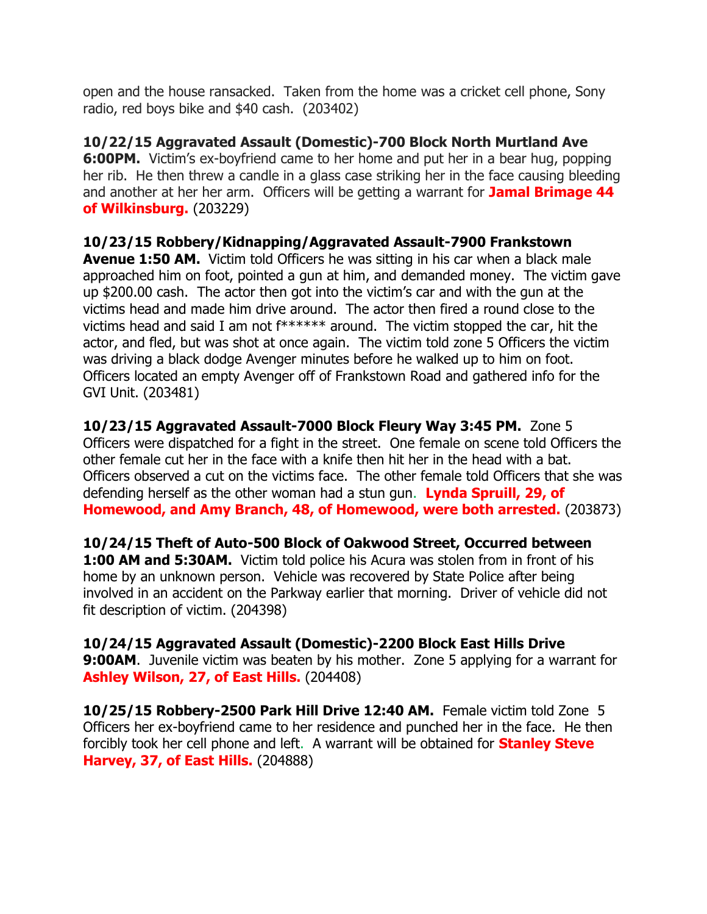open and the house ransacked. Taken from the home was a cricket cell phone, Sony radio, red boys bike and $40 cash. (203402)

**10/22/15 Aggravated Assault (Domestic)-700 Block North Murtland Ave 6:00PM.** Victim's ex-boyfriend came to her home and put her in a bear hug, popping her rib. He then threw a candle in a glass case striking her in the face causing bleeding and another at her her arm. Officers will be getting a warrant for **Jamal Brimage 44 of Wilkinsburg.** (203229)

**10/23/15 Robbery/Kidnapping/Aggravated Assault-7900 Frankstown Avenue 1:50 AM.** Victim told Officers he was sitting in his car when a black male approached him on foot, pointed a gun at him, and demanded money. The victim gave up $200.00 cash. The actor then got into the victim's car and with the gun at the victims head and made him drive around. The actor then fired a round close to the victims head and said I am not f****** around. The victim stopped the car, hit the actor, and fled, but was shot at once again. The victim told zone 5 Officers the victim was driving a black dodge Avenger minutes before he walked up to him on foot. Officers located an empty Avenger off of Frankstown Road and gathered info for the GVI Unit. (203481)

**10/23/15 Aggravated Assault-7000 Block Fleury Way 3:45 PM.** Zone 5 Officers were dispatched for a fight in the street. One female on scene told Officers the other female cut her in the face with a knife then hit her in the head with a bat. Officers observed a cut on the victims face. The other female told Officers that she was defending herself as the other woman had a stun gun. **Lynda Spruill, 29, of Homewood, and Amy Branch, 48, of Homewood, were both arrested.** (203873)

**10/24/15 Theft of Auto-500 Block of Oakwood Street, Occurred between 1:00 AM and 5:30AM.** Victim told police his Acura was stolen from in front of his home by an unknown person. Vehicle was recovered by State Police after being involved in an accident on the Parkway earlier that morning. Driver of vehicle did not fit description of victim. (204398)

**10/24/15 Aggravated Assault (Domestic)-2200 Block East Hills Drive 9:00AM**. Juvenile victim was beaten by his mother. Zone 5 applying for a warrant for **Ashley Wilson, 27, of East Hills.** (204408)

**10/25/15 Robbery-2500 Park Hill Drive 12:40 AM.** Female victim told Zone 5 Officers her ex-boyfriend came to her residence and punched her in the face. He then forcibly took her cell phone and left. A warrant will be obtained for **Stanley Steve Harvey, 37, of East Hills.** (204888)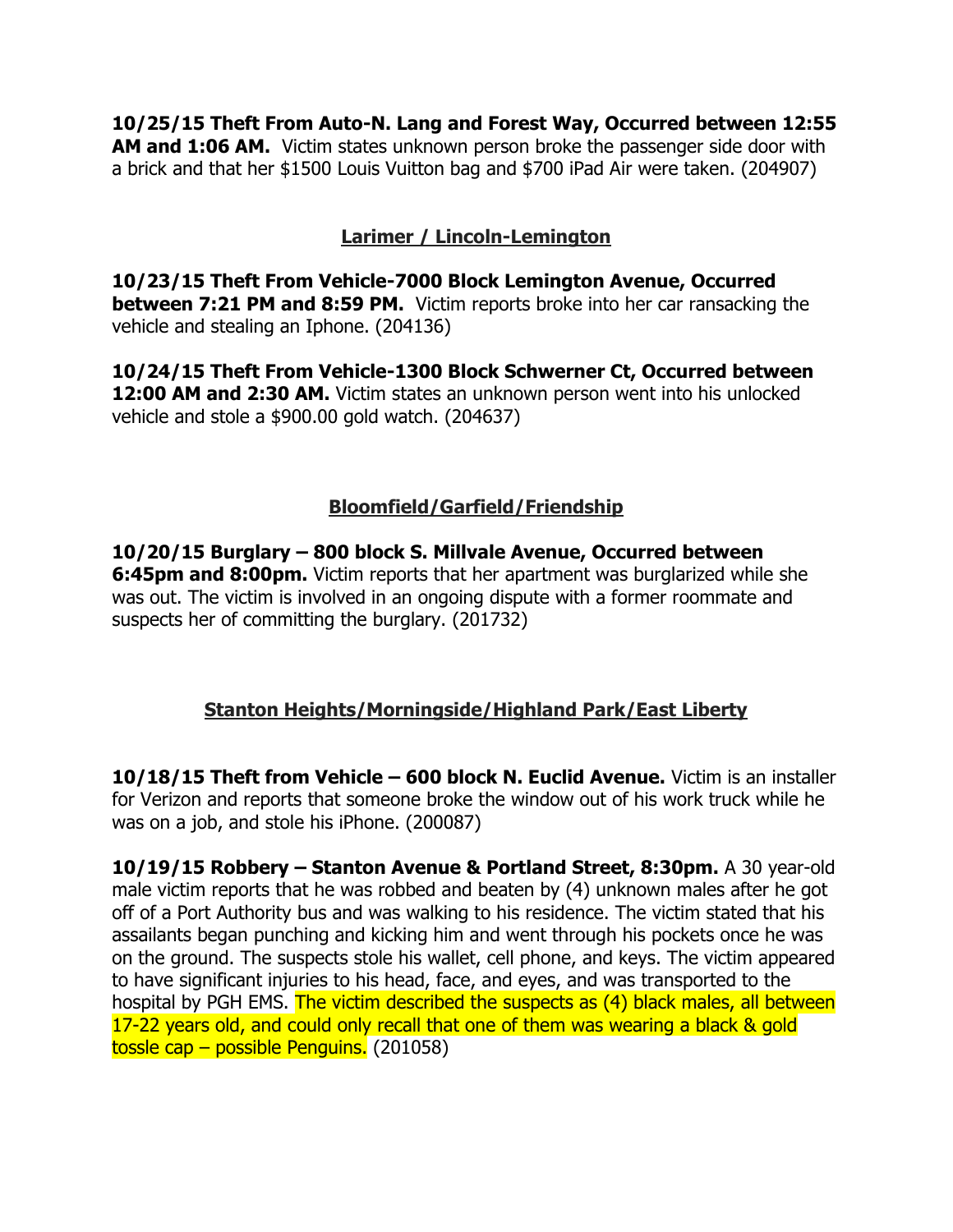**10/25/15 Theft From Auto-N. Lang and Forest Way, Occurred between 12:55 AM and 1:06 AM.** Victim states unknown person broke the passenger side door with a brick and that her $1500 Louis Vuitton bag and $700 iPad Air were taken. (204907)

## Larimer / Lincoln-Lemington

**10/23/15 Theft From Vehicle-7000 Block Lemington Avenue, Occurred between 7:21 PM and 8:59 PM.** Victim reports broke into her car ransacking the vehicle and stealing an Iphone. (204136)

**10/24/15 Theft From Vehicle-1300 Block Schwerner Ct, Occurred between 12:00 AM and 2:30 AM.** Victim states an unknown person went into his unlocked vehicle and stole a $900.00 gold watch. (204637)

## Bloomfield/Garfield/Friendship

**10/20/15 Burglary – 800 block S. Millvale Avenue, Occurred between 6:45pm and 8:00pm.** Victim reports that her apartment was burglarized while she was out. The victim is involved in an ongoing dispute with a former roommate and suspects her of committing the burglary. (201732)

## Stanton Heights/Morningside/Highland Park/East Liberty

**10/18/15 Theft from Vehicle – 600 block N. Euclid Avenue.** Victim is an installer for Verizon and reports that someone broke the window out of his work truck while he was on a job, and stole his iPhone. (200087)

**10/19/15 Robbery – Stanton Avenue & Portland Street, 8:30pm.** A 30 year-old male victim reports that he was robbed and beaten by (4) unknown males after he got off of a Port Authority bus and was walking to his residence. The victim stated that his assailants began punching and kicking him and went through his pockets once he was on the ground. The suspects stole his wallet, cell phone, and keys. The victim appeared to have significant injuries to his head, face, and eyes, and was transported to the hospital by PGH EMS. The victim described the suspects as (4) black males, all between 17-22 years old, and could only recall that one of them was wearing a black & gold tossle cap – possible Penguins. (201058)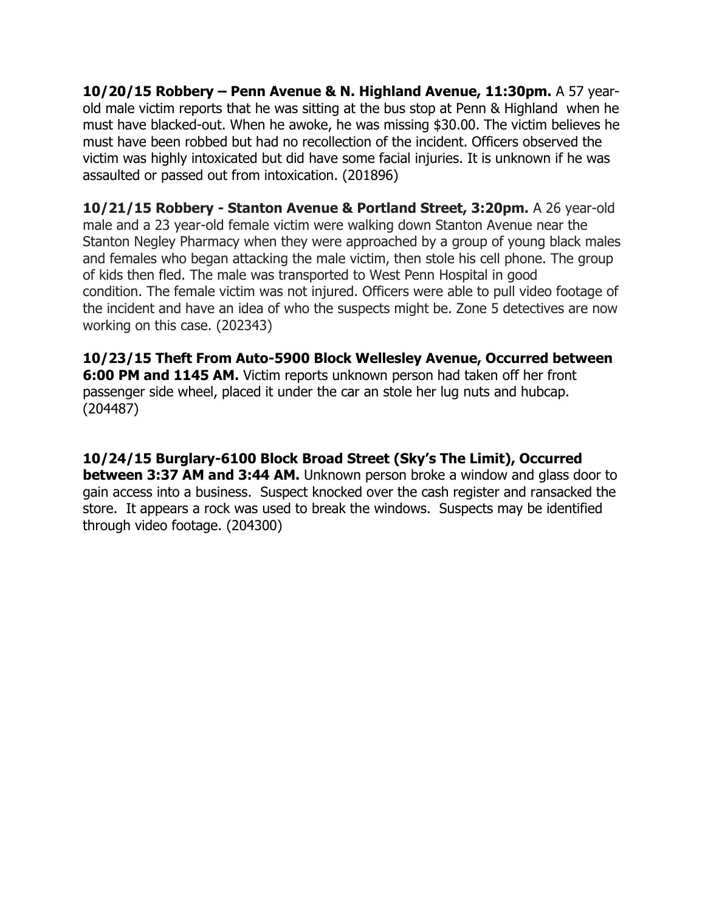**10/20/15 Robbery – Penn Avenue & N. Highland Avenue, 11:30pm.** A 57 year-old male victim reports that he was sitting at the bus stop at Penn & Highland when he must have blacked-out. When he awoke, he was missing $30.00. The victim believes he must have been robbed but had no recollection of the incident. Officers observed the victim was highly intoxicated but did have some facial injuries. It is unknown if he was assaulted or passed out from intoxication. (201896)

**10/21/15 Robbery - Stanton Avenue & Portland Street, 3:20pm.** A 26 year-old male and a 23 year-old female victim were walking down Stanton Avenue near the Stanton Negley Pharmacy when they were approached by a group of young black males and females who began attacking the male victim, then stole his cell phone. The group of kids then fled. The male was transported to West Penn Hospital in good condition. The female victim was not injured. Officers were able to pull video footage of the incident and have an idea of who the suspects might be. Zone 5 detectives are now working on this case. (202343)

**10/23/15 Theft From Auto-5900 Block Wellesley Avenue, Occurred between 6:00 PM and 1145 AM.** Victim reports unknown person had taken off her front passenger side wheel, placed it under the car an stole her lug nuts and hubcap. (204487)

**10/24/15 Burglary-6100 Block Broad Street (Sky's The Limit), Occurred between 3:37 AM and 3:44 AM.** Unknown person broke a window and glass door to gain access into a business. Suspect knocked over the cash register and ransacked the store. It appears a rock was used to break the windows. Suspects may be identified through video footage. (204300)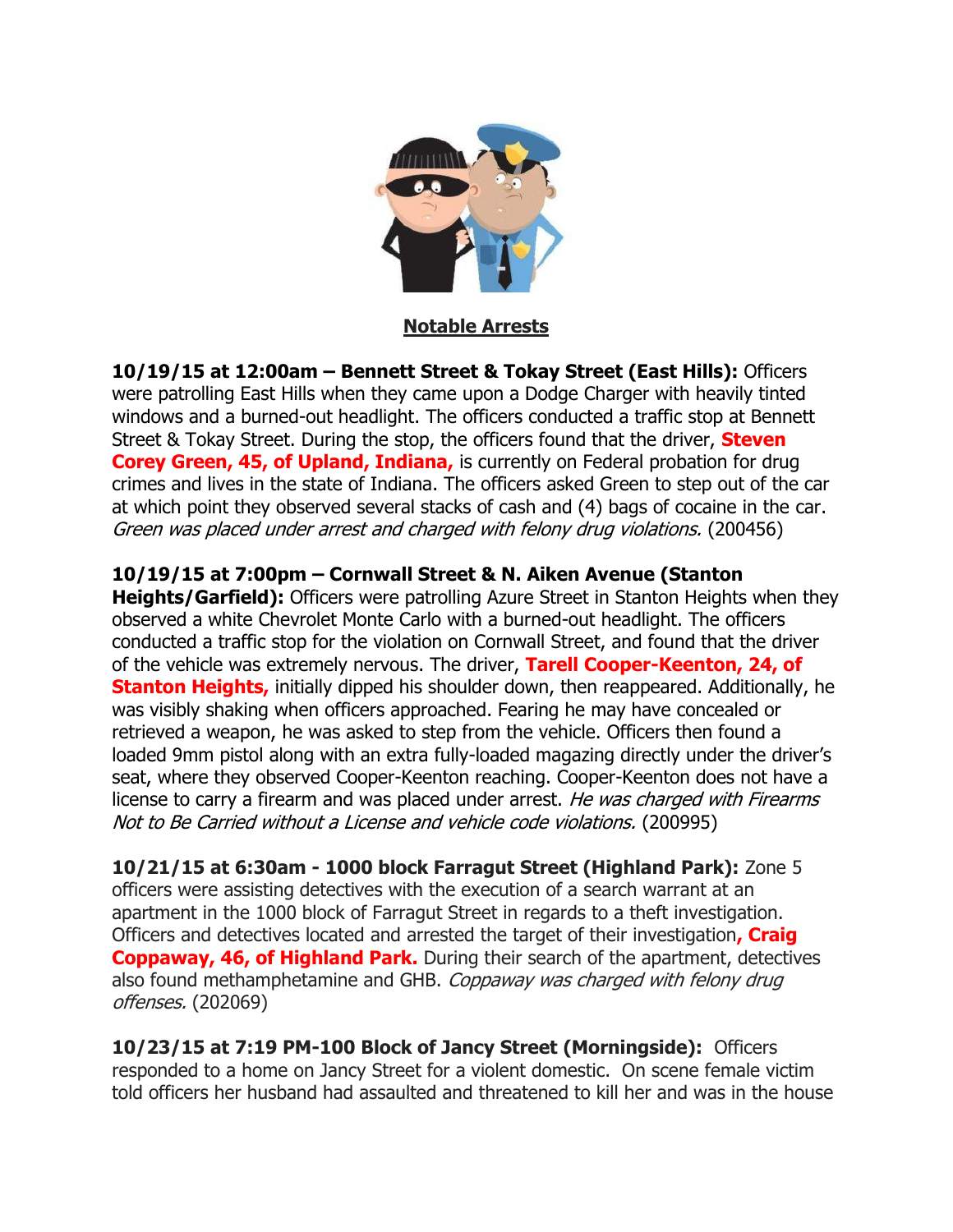## Notable Arrests

**10/19/15 at 12:00am – Bennett Street & Tokay Street (East Hills):** Officers were patrolling East Hills when they came upon a Dodge Charger with heavily tinted windows and a burned-out headlight. The officers conducted a traffic stop at Bennett Street & Tokay Street. During the stop, the officers found that the driver, **Steven Corey Green, 45, of Upland, Indiana,** is currently on Federal probation for drug crimes and lives in the state of Indiana. The officers asked Green to step out of the car at which point they observed several stacks of cash and (4) bags of cocaine in the car. *Green was placed under arrest and charged with felony drug violations.* (200456)

**10/19/15 at 7:00pm – Cornwall Street & N. Aiken Avenue (Stanton Heights/Garfield):** Officers were patrolling Azure Street in Stanton Heights when they observed a white Chevrolet Monte Carlo with a burned-out headlight. The officers conducted a traffic stop for the violation on Cornwall Street, and found that the driver of the vehicle was extremely nervous. The driver, **Tarell Cooper-Keenton, 24, of Stanton Heights,** initially dipped his shoulder down, then reappeared. Additionally, he was visibly shaking when officers approached. Fearing he may have concealed or retrieved a weapon, he was asked to step from the vehicle. Officers then found a loaded 9mm pistol along with an extra fully-loaded magazing directly under the driver's seat, where they observed Cooper-Keenton reaching. Cooper-Keenton does not have a license to carry a firearm and was placed under arrest. *He was charged with Firearms Not to Be Carried without a License and vehicle code violations.* (200995)

**10/21/15 at 6:30am - 1000 block Farragut Street (Highland Park):** Zone 5 officers were assisting detectives with the execution of a search warrant at an apartment in the 1000 block of Farragut Street in regards to a theft investigation. Officers and detectives located and arrested the target of their investigation**, Craig Coppaway, 46, of Highland Park.** During their search of the apartment, detectives also found methamphetamine and GHB. *Coppaway was charged with felony drug offenses.* (202069)

**10/23/15 at 7:19 PM-100 Block of Jancy Street (Morningside):** Officers responded to a home on Jancy Street for a violent domestic. On scene female victim told officers her husband had assaulted and threatened to kill her and was in the house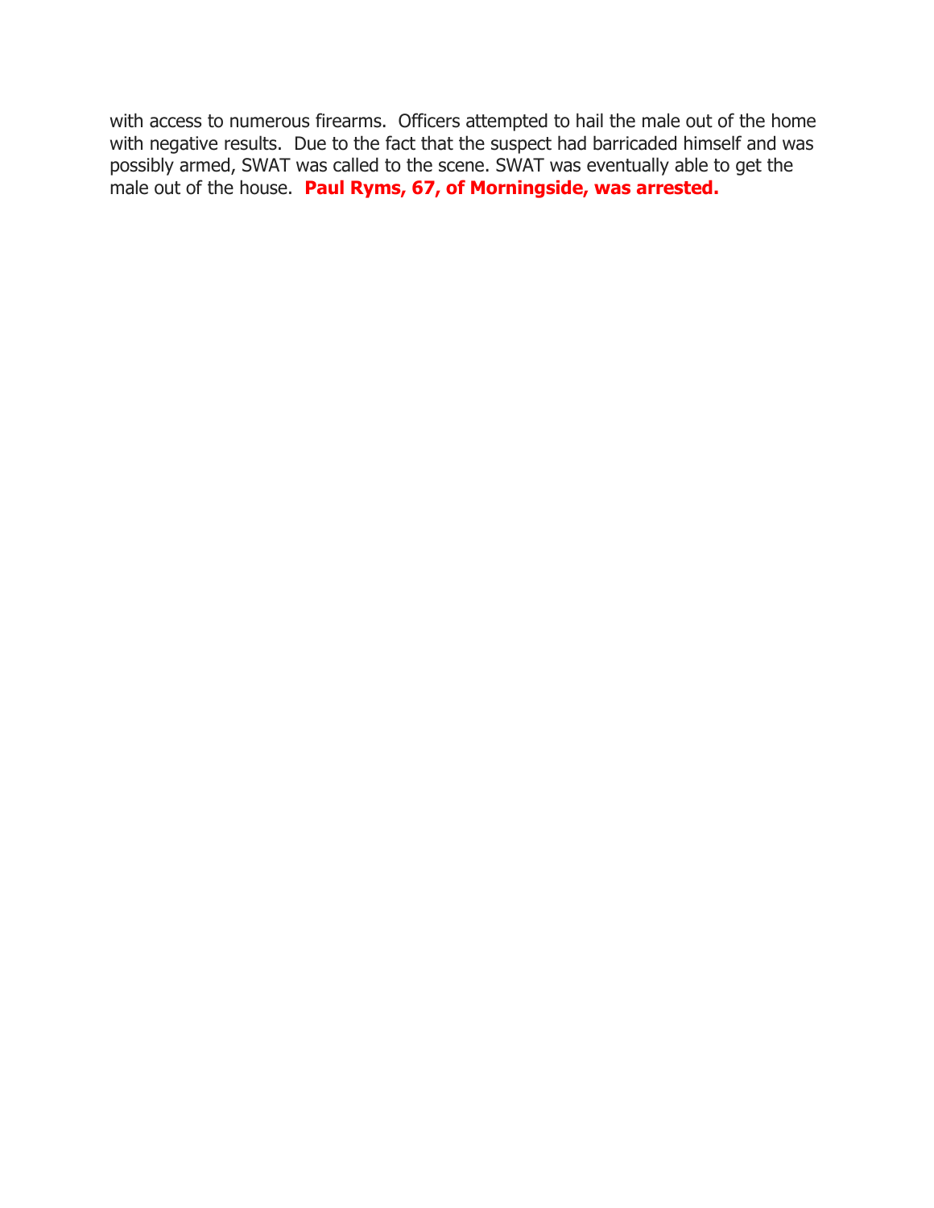with access to numerous firearms. Officers attempted to hail the male out of the home with negative results. Due to the fact that the suspect had barricaded himself and was possibly armed, SWAT was called to the scene. SWAT was eventually able to get the male out of the house. **Paul Ryms, 67, of Morningside, was arrested.**